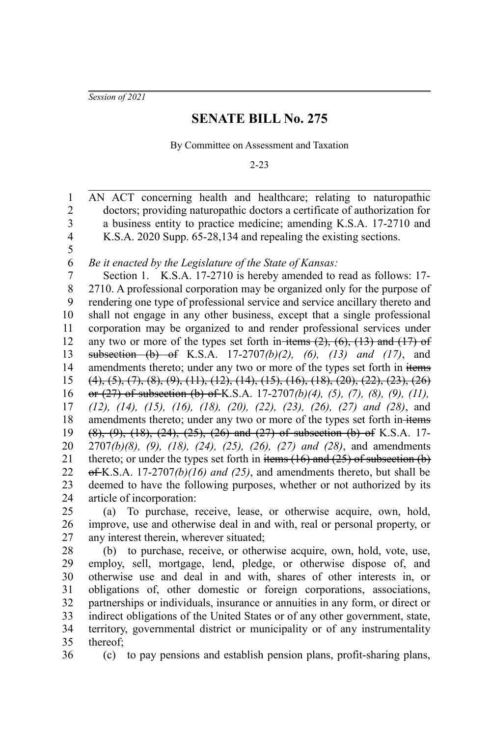*Session of 2021*

# SENATE BILL No. 275

By Committee on Assessment and Taxation

2-23

AN ACT concerning health and healthcare; relating to naturopathic doctors; providing naturopathic doctors a certificate of authorization for a business entity to practice medicine; amending K.S.A. 17-2710 and K.S.A. 2020 Supp. 65-28,134 and repealing the existing sections.

*Be it enacted by the Legislature of the State of Kansas:*

Section 1. K.S.A. 17-2710 is hereby amended to read as follows: 17-2710. A professional corporation may be organized only for the purpose of rendering one type of professional service and service ancillary thereto and shall not engage in any other business, except that a single professional corporation may be organized to and render professional services under any two or more of the types set forth in ~~items (2), (6), (13) and (17) of subsection (b) of~~ K.S.A. 17-2707*(b)(2), (6), (13) and (17)*, and amendments thereto; under any two or more of the types set forth in ~~items (4), (5), (7), (8), (9), (11), (12), (14), (15), (16), (18), (20), (22), (23), (26) or (27) of subsection (b) of~~ K.S.A. 17-2707*(b)(4), (5), (7), (8), (9), (11), (12), (14), (15), (16), (18), (20), (22), (23), (26), (27) and (28)*, and amendments thereto; under any two or more of the types set forth in ~~items (8), (9), (18), (24), (25), (26) and (27) of subsection (b) of~~ K.S.A. 17-2707*(b)(8), (9), (18), (24), (25), (26), (27) and (28)*, and amendments thereto; or under the types set forth in ~~items (16) and (25) of subsection (b) of~~ K.S.A. 17-2707*(b)(16) and (25)*, and amendments thereto, but shall be deemed to have the following purposes, whether or not authorized by its article of incorporation:

(a) To purchase, receive, lease, or otherwise acquire, own, hold, improve, use and otherwise deal in and with, real or personal property, or any interest therein, wherever situated;

(b) to purchase, receive, or otherwise acquire, own, hold, vote, use, employ, sell, mortgage, lend, pledge, or otherwise dispose of, and otherwise use and deal in and with, shares of other interests in, or obligations of, other domestic or foreign corporations, associations, partnerships or individuals, insurance or annuities in any form, or direct or indirect obligations of the United States or of any other government, state, territory, governmental district or municipality or of any instrumentality thereof;

(c) to pay pensions and establish pension plans, profit-sharing plans,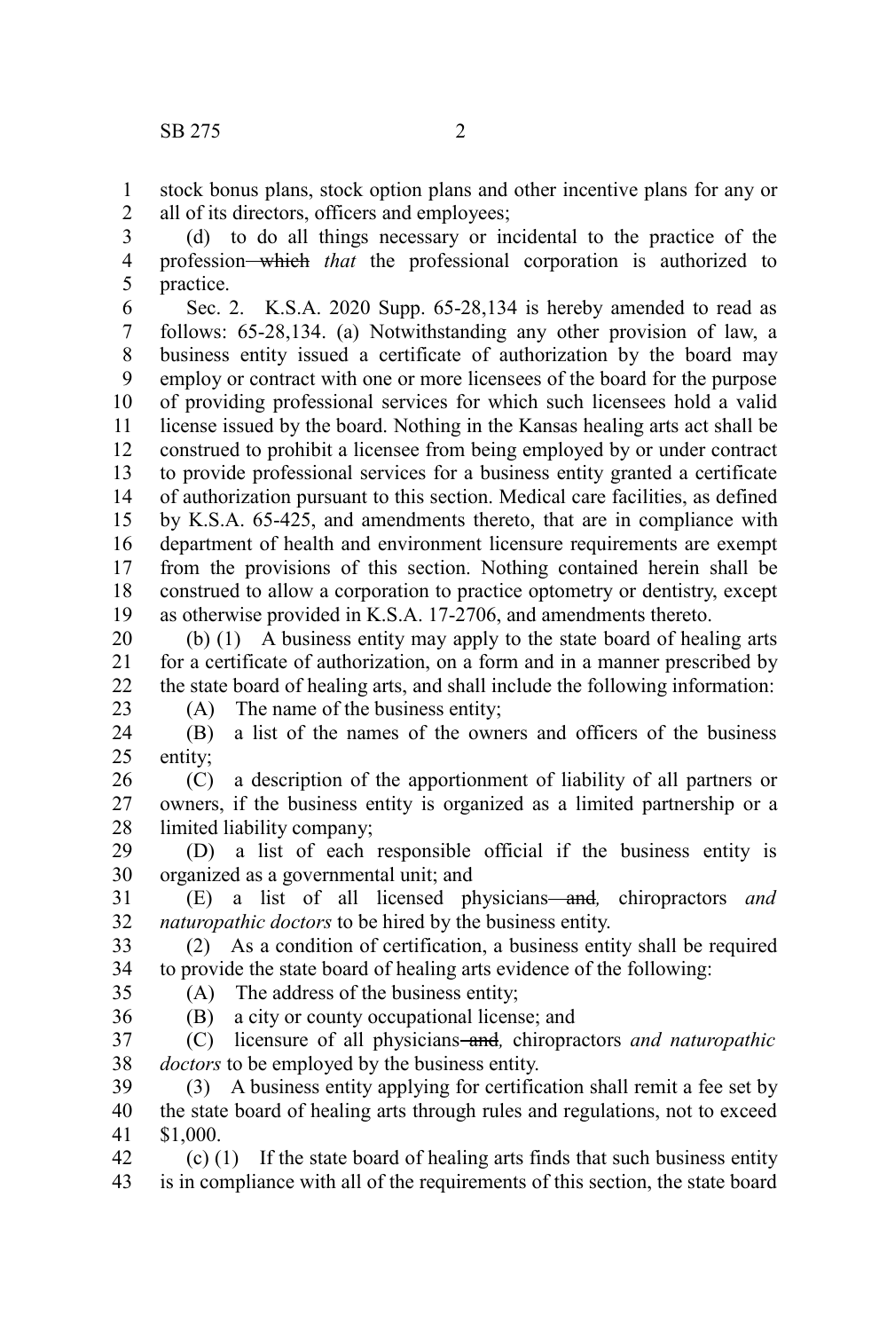stock bonus plans, stock option plans and other incentive plans for any or all of its directors, officers and employees;

(d) to do all things necessary or incidental to the practice of the profession ~~which~~ *that* the professional corporation is authorized to practice.

Sec. 2. K.S.A. 2020 Supp. 65-28,134 is hereby amended to read as follows: 65-28,134. (a) Notwithstanding any other provision of law, a business entity issued a certificate of authorization by the board may employ or contract with one or more licensees of the board for the purpose of providing professional services for which such licensees hold a valid license issued by the board. Nothing in the Kansas healing arts act shall be construed to prohibit a licensee from being employed by or under contract to provide professional services for a business entity granted a certificate of authorization pursuant to this section. Medical care facilities, as defined by K.S.A. 65-425, and amendments thereto, that are in compliance with department of health and environment licensure requirements are exempt from the provisions of this section. Nothing contained herein shall be construed to allow a corporation to practice optometry or dentistry, except as otherwise provided in K.S.A. 17-2706, and amendments thereto.

(b) (1) A business entity may apply to the state board of healing arts for a certificate of authorization, on a form and in a manner prescribed by the state board of healing arts, and shall include the following information:

(A) The name of the business entity;

(B) a list of the names of the owners and officers of the business entity;

(C) a description of the apportionment of liability of all partners or owners, if the business entity is organized as a limited partnership or a limited liability company;

(D) a list of each responsible official if the business entity is organized as a governmental unit; and

(E) a list of all licensed physicians ~~and~~*,* chiropractors *and naturopathic doctors* to be hired by the business entity.

(2) As a condition of certification, a business entity shall be required to provide the state board of healing arts evidence of the following:

(A) The address of the business entity;

(B) a city or county occupational license; and

(C) licensure of all physicians ~~and~~*,* chiropractors *and naturopathic doctors* to be employed by the business entity.

(3) A business entity applying for certification shall remit a fee set by the state board of healing arts through rules and regulations, not to exceed $1,000.

(c) (1) If the state board of healing arts finds that such business entity is in compliance with all of the requirements of this section, the state board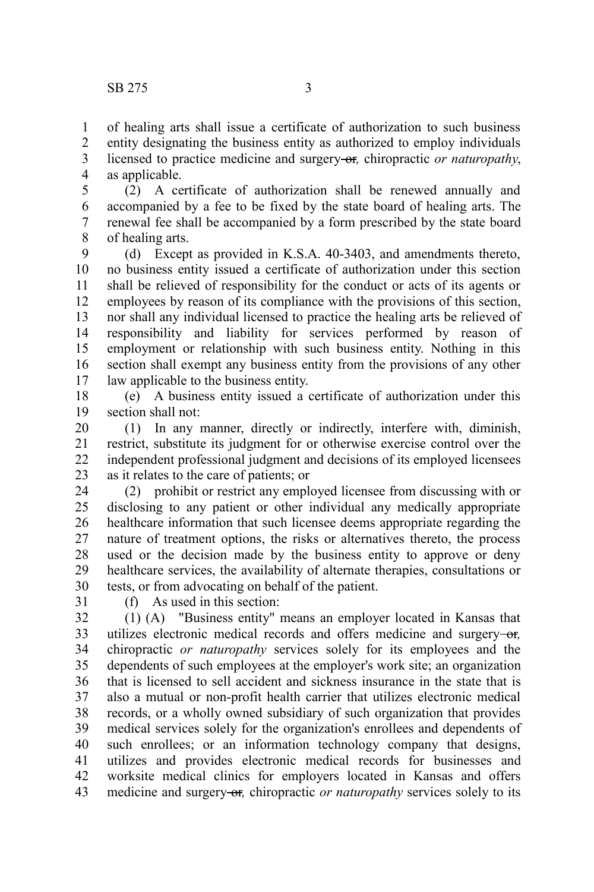of healing arts shall issue a certificate of authorization to such business entity designating the business entity as authorized to employ individuals licensed to practice medicine and surgery ~~or~~*,* chiropractic *or naturopathy*, as applicable.

(2) A certificate of authorization shall be renewed annually and accompanied by a fee to be fixed by the state board of healing arts. The renewal fee shall be accompanied by a form prescribed by the state board of healing arts.

(d) Except as provided in K.S.A. 40-3403, and amendments thereto, no business entity issued a certificate of authorization under this section shall be relieved of responsibility for the conduct or acts of its agents or employees by reason of its compliance with the provisions of this section, nor shall any individual licensed to practice the healing arts be relieved of responsibility and liability for services performed by reason of employment or relationship with such business entity. Nothing in this section shall exempt any business entity from the provisions of any other law applicable to the business entity.

(e) A business entity issued a certificate of authorization under this section shall not:

(1) In any manner, directly or indirectly, interfere with, diminish, restrict, substitute its judgment for or otherwise exercise control over the independent professional judgment and decisions of its employed licensees as it relates to the care of patients; or

(2) prohibit or restrict any employed licensee from discussing with or disclosing to any patient or other individual any medically appropriate healthcare information that such licensee deems appropriate regarding the nature of treatment options, the risks or alternatives thereto, the process used or the decision made by the business entity to approve or deny healthcare services, the availability of alternate therapies, consultations or tests, or from advocating on behalf of the patient.

(f) As used in this section:

(1) (A) "Business entity" means an employer located in Kansas that utilizes electronic medical records and offers medicine and surgery ~~or~~*,* chiropractic *or naturopathy* services solely for its employees and the dependents of such employees at the employer's work site; an organization that is licensed to sell accident and sickness insurance in the state that is also a mutual or non-profit health carrier that utilizes electronic medical records, or a wholly owned subsidiary of such organization that provides medical services solely for the organization's enrollees and dependents of such enrollees; or an information technology company that designs, utilizes and provides electronic medical records for businesses and worksite medical clinics for employers located in Kansas and offers medicine and surgery ~~or~~*,* chiropractic *or naturopathy* services solely to its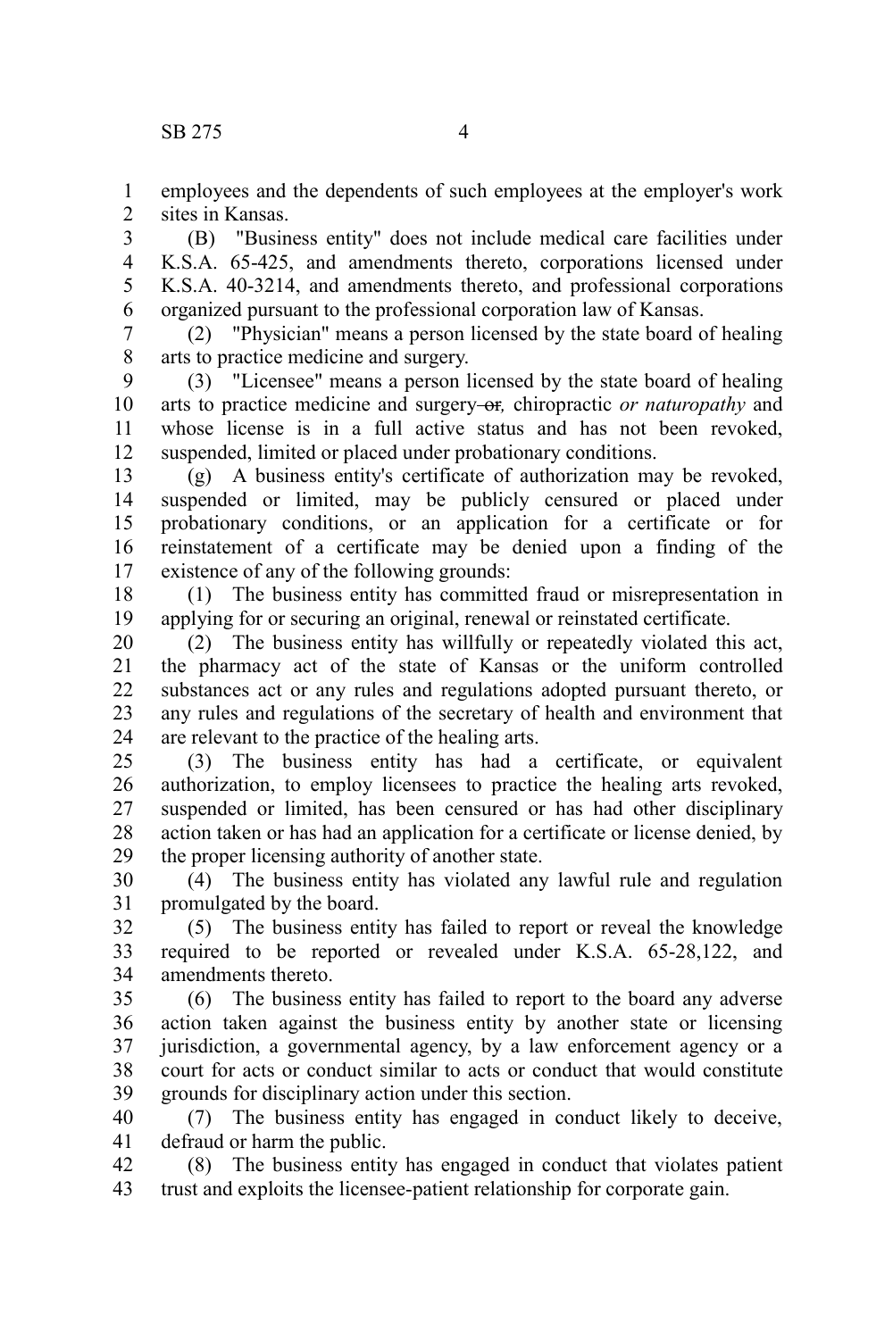employees and the dependents of such employees at the employer's work sites in Kansas.

(B) "Business entity" does not include medical care facilities under K.S.A. 65-425, and amendments thereto, corporations licensed under K.S.A. 40-3214, and amendments thereto, and professional corporations organized pursuant to the professional corporation law of Kansas.

(2) "Physician" means a person licensed by the state board of healing arts to practice medicine and surgery.

(3) "Licensee" means a person licensed by the state board of healing arts to practice medicine and surgery ~~or~~*,* chiropractic *or naturopathy* and whose license is in a full active status and has not been revoked, suspended, limited or placed under probationary conditions.

(g) A business entity's certificate of authorization may be revoked, suspended or limited, may be publicly censured or placed under probationary conditions, or an application for a certificate or for reinstatement of a certificate may be denied upon a finding of the existence of any of the following grounds:

(1) The business entity has committed fraud or misrepresentation in applying for or securing an original, renewal or reinstated certificate.

(2) The business entity has willfully or repeatedly violated this act, the pharmacy act of the state of Kansas or the uniform controlled substances act or any rules and regulations adopted pursuant thereto, or any rules and regulations of the secretary of health and environment that are relevant to the practice of the healing arts.

(3) The business entity has had a certificate, or equivalent authorization, to employ licensees to practice the healing arts revoked, suspended or limited, has been censured or has had other disciplinary action taken or has had an application for a certificate or license denied, by the proper licensing authority of another state.

(4) The business entity has violated any lawful rule and regulation promulgated by the board.

(5) The business entity has failed to report or reveal the knowledge required to be reported or revealed under K.S.A. 65-28,122, and amendments thereto.

(6) The business entity has failed to report to the board any adverse action taken against the business entity by another state or licensing jurisdiction, a governmental agency, by a law enforcement agency or a court for acts or conduct similar to acts or conduct that would constitute grounds for disciplinary action under this section.

(7) The business entity has engaged in conduct likely to deceive, defraud or harm the public.

(8) The business entity has engaged in conduct that violates patient trust and exploits the licensee-patient relationship for corporate gain.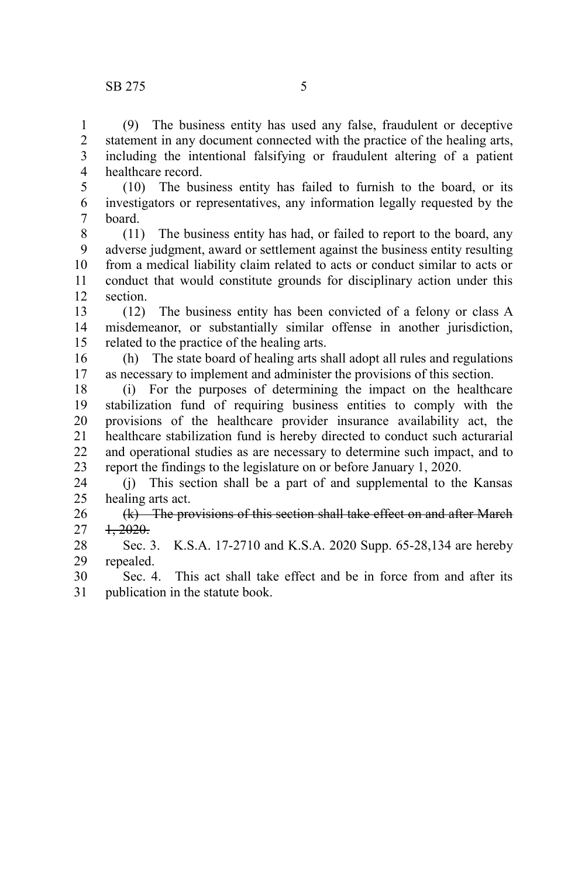(9) The business entity has used any false, fraudulent or deceptive statement in any document connected with the practice of the healing arts, including the intentional falsifying or fraudulent altering of a patient healthcare record.

(10) The business entity has failed to furnish to the board, or its investigators or representatives, any information legally requested by the board.

(11) The business entity has had, or failed to report to the board, any adverse judgment, award or settlement against the business entity resulting from a medical liability claim related to acts or conduct similar to acts or conduct that would constitute grounds for disciplinary action under this section.

(12) The business entity has been convicted of a felony or class A misdemeanor, or substantially similar offense in another jurisdiction, related to the practice of the healing arts.

(h) The state board of healing arts shall adopt all rules and regulations as necessary to implement and administer the provisions of this section.

(i) For the purposes of determining the impact on the healthcare stabilization fund of requiring business entities to comply with the provisions of the healthcare provider insurance availability act, the healthcare stabilization fund is hereby directed to conduct such acturarial and operational studies as are necessary to determine such impact, and to report the findings to the legislature on or before January 1, 2020.

(j) This section shall be a part of and supplemental to the Kansas healing arts act.

~~(k) The provisions of this section shall take effect on and after March 1, 2020.~~

Sec. 3. K.S.A. 17-2710 and K.S.A. 2020 Supp. 65-28,134 are hereby repealed.

Sec. 4. This act shall take effect and be in force from and after its publication in the statute book.